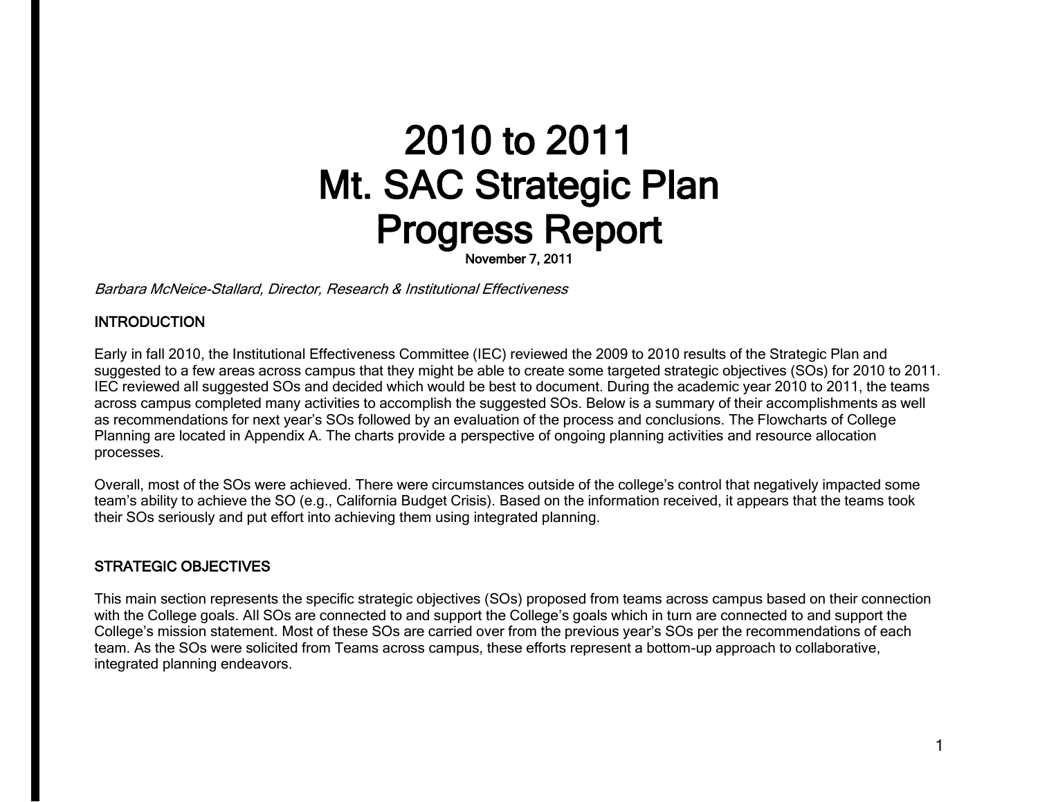# 2010 to 2011
# Mt. SAC Strategic Plan
# Progress Report

**November 7, 2011**

*Barbara McNeice-Stallard, Director, Research & Institutional Effectiveness*

## INTRODUCTION

Early in fall 2010, the Institutional Effectiveness Committee (IEC) reviewed the 2009 to 2010 results of the Strategic Plan and suggested to a few areas across campus that they might be able to create some targeted strategic objectives (SOs) for 2010 to 2011. IEC reviewed all suggested SOs and decided which would be best to document. During the academic year 2010 to 2011, the teams across campus completed many activities to accomplish the suggested SOs. Below is a summary of their accomplishments as well as recommendations for next year's SOs followed by an evaluation of the process and conclusions. The Flowcharts of College Planning are located in Appendix A. The charts provide a perspective of ongoing planning activities and resource allocation processes.

Overall, most of the SOs were achieved. There were circumstances outside of the college's control that negatively impacted some team's ability to achieve the SO (e.g., California Budget Crisis). Based on the information received, it appears that the teams took their SOs seriously and put effort into achieving them using integrated planning.

## STRATEGIC OBJECTIVES

This main section represents the specific strategic objectives (SOs) proposed from teams across campus based on their connection with the College goals. All SOs are connected to and support the College's goals which in turn are connected to and support the College's mission statement. Most of these SOs are carried over from the previous year's SOs per the recommendations of each team. As the SOs were solicited from Teams across campus, these efforts represent a bottom-up approach to collaborative, integrated planning endeavors.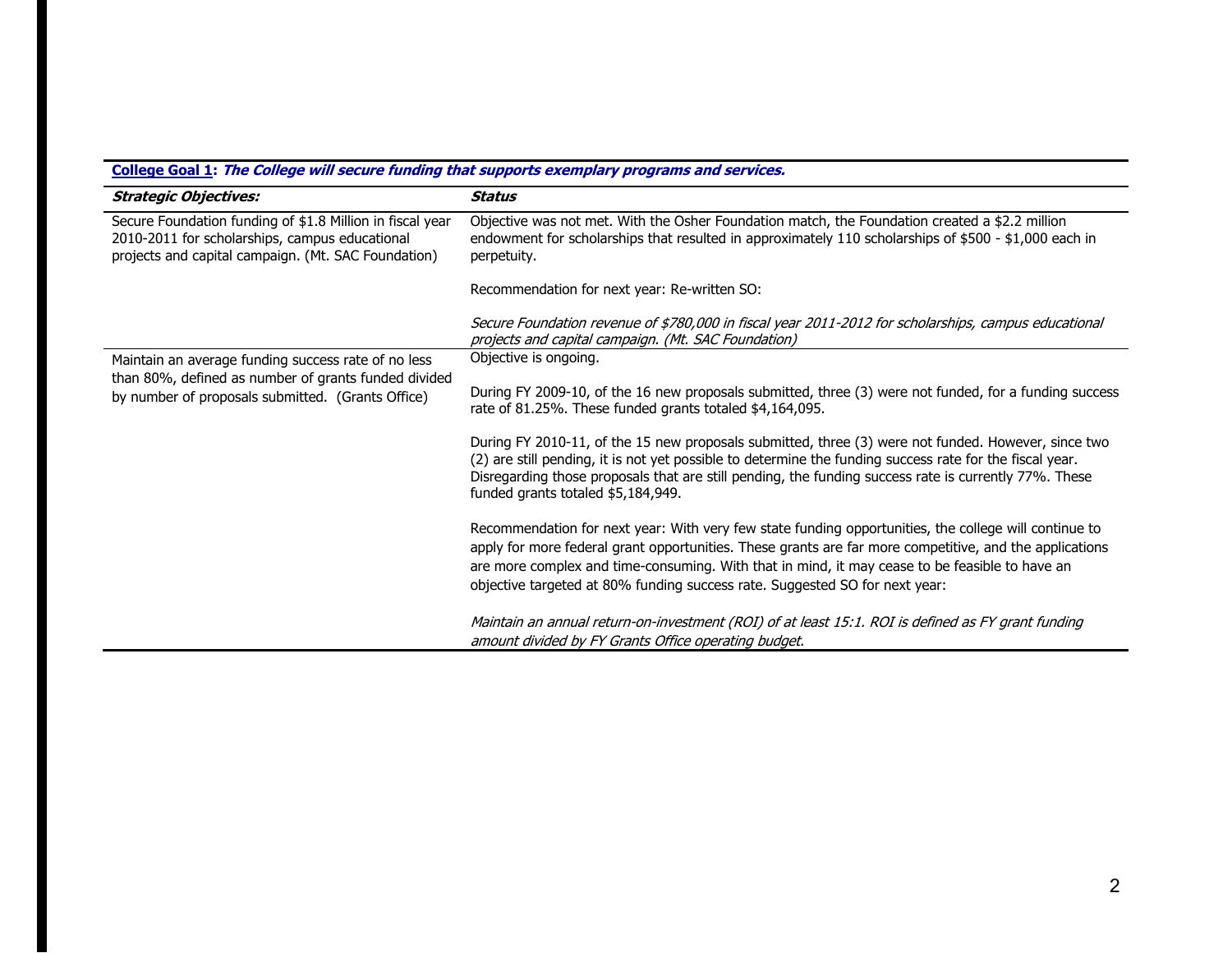**College Goal 1**: ***The College will secure funding that supports exemplary programs and services.***

| ***Strategic Objectives:*** | ***Status*** |
|---|---|
| Secure Foundation funding of $1.8 Million in fiscal year 2010-2011 for scholarships, campus educational projects and capital campaign. (Mt. SAC Foundation) | Objective was not met. With the Osher Foundation match, the Foundation created a $2.2 million endowment for scholarships that resulted in approximately 110 scholarships of $500 - $1,000 each in perpetuity.<br><br>Recommendation for next year: Re-written SO:<br><br>*Secure Foundation revenue of $780,000 in fiscal year 2011-2012 for scholarships, campus educational projects and capital campaign. (Mt. SAC Foundation)* |
| Maintain an average funding success rate of no less than 80%, defined as number of grants funded divided by number of proposals submitted. (Grants Office) | Objective is ongoing.<br><br>During FY 2009-10, of the 16 new proposals submitted, three (3) were not funded, for a funding success rate of 81.25%. These funded grants totaled $4,164,095.<br><br>During FY 2010-11, of the 15 new proposals submitted, three (3) were not funded. However, since two (2) are still pending, it is not yet possible to determine the funding success rate for the fiscal year. Disregarding those proposals that are still pending, the funding success rate is currently 77%. These funded grants totaled $5,184,949.<br><br>Recommendation for next year: With very few state funding opportunities, the college will continue to apply for more federal grant opportunities. These grants are far more competitive, and the applications are more complex and time-consuming. With that in mind, it may cease to be feasible to have an objective targeted at 80% funding success rate. Suggested SO for next year:<br><br>*Maintain an annual return-on-investment (ROI) of at least 15:1. ROI is defined as FY grant funding amount divided by FY Grants Office operating budget.* |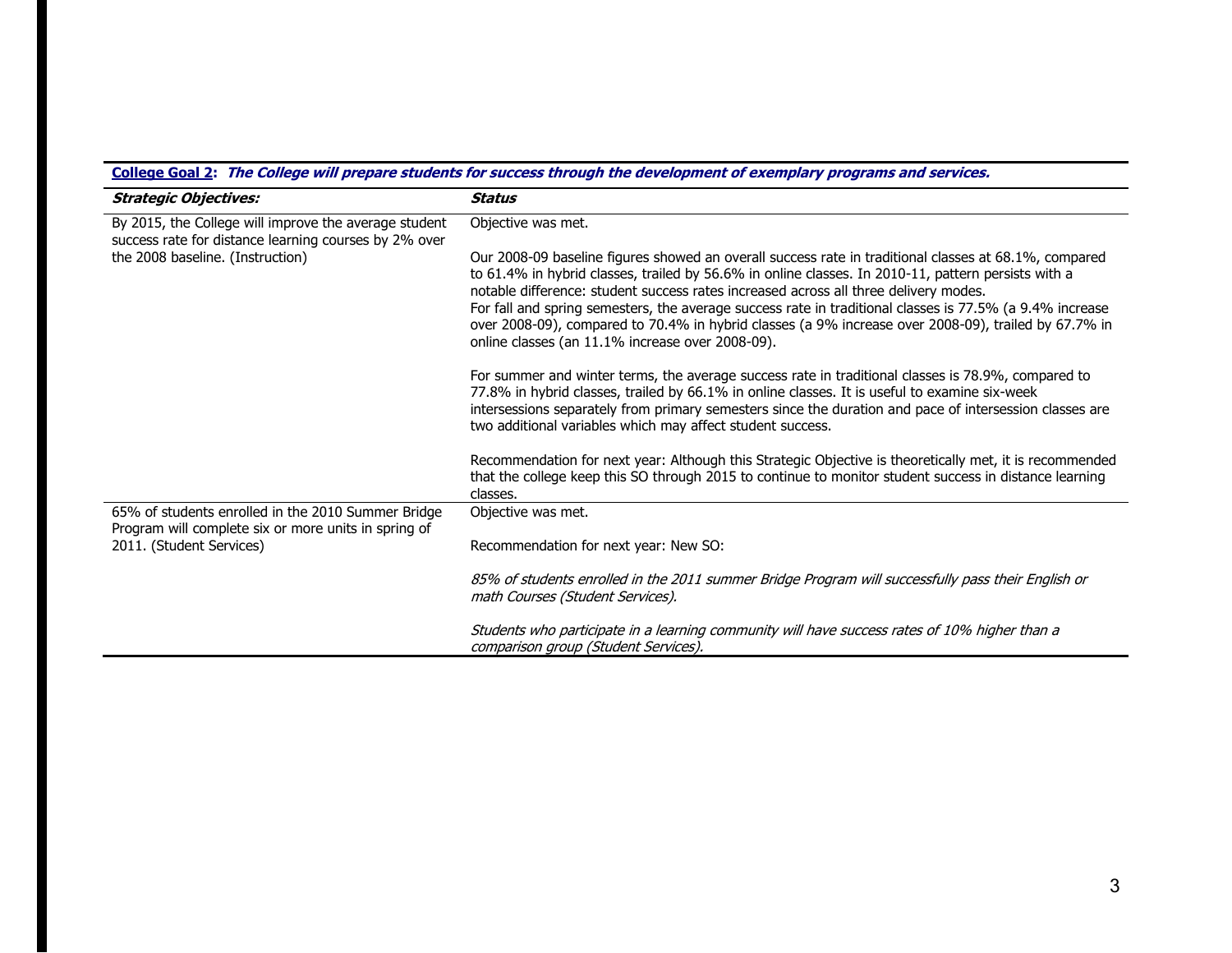| **College Goal 2**: ***The College will prepare students for success through the development of exemplary programs and services.*** | |
|---|---|
| ***Strategic Objectives:*** | ***Status*** |
| By 2015, the College will improve the average student success rate for distance learning courses by 2% over the 2008 baseline. (Instruction) | Objective was met.<br><br>Our 2008-09 baseline figures showed an overall success rate in traditional classes at 68.1%, compared to 61.4% in hybrid classes, trailed by 56.6% in online classes. In 2010-11, pattern persists with a notable difference: student success rates increased across all three delivery modes.<br>For fall and spring semesters, the average success rate in traditional classes is 77.5% (a 9.4% increase over 2008-09), compared to 70.4% in hybrid classes (a 9% increase over 2008-09), trailed by 67.7% in online classes (an 11.1% increase over 2008-09).<br><br>For summer and winter terms, the average success rate in traditional classes is 78.9%, compared to 77.8% in hybrid classes, trailed by 66.1% in online classes. It is useful to examine six-week intersessions separately from primary semesters since the duration and pace of intersession classes are two additional variables which may affect student success.<br><br>Recommendation for next year: Although this Strategic Objective is theoretically met, it is recommended that the college keep this SO through 2015 to continue to monitor student success in distance learning classes. |
| 65% of students enrolled in the 2010 Summer Bridge Program will complete six or more units in spring of 2011. (Student Services) | Objective was met.<br><br>Recommendation for next year: New SO:<br><br>*85% of students enrolled in the 2011 summer Bridge Program will successfully pass their English or math Courses (Student Services).*<br><br>*Students who participate in a learning community will have success rates of 10% higher than a comparison group (Student Services).* |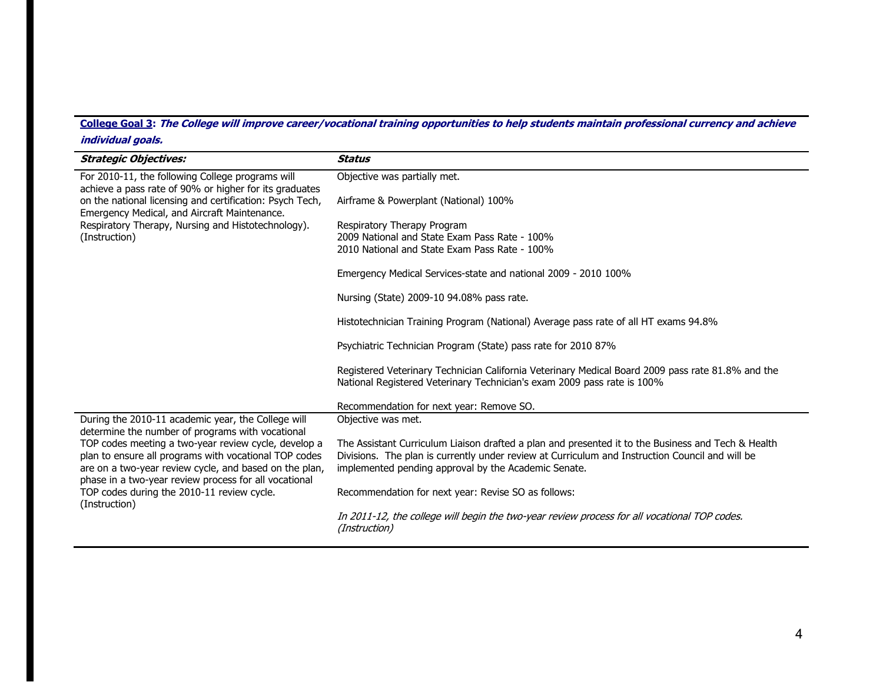**College Goal 3**: ***The College will improve career/vocational training opportunities to help students maintain professional currency and achieve individual goals.***

| ***Strategic Objectives:*** | ***Status*** |
|---|---|
| For 2010-11, the following College programs will achieve a pass rate of 90% or higher for its graduates on the national licensing and certification: Psych Tech, Emergency Medical, and Aircraft Maintenance. Respiratory Therapy, Nursing and Histotechnology). (Instruction) | Objective was partially met.<br><br>Airframe & Powerplant (National) 100%<br><br>Respiratory Therapy Program<br>2009 National and State Exam Pass Rate - 100%<br>2010 National and State Exam Pass Rate - 100%<br><br>Emergency Medical Services-state and national 2009 - 2010 100%<br><br>Nursing (State) 2009-10 94.08% pass rate.<br><br>Histotechnician Training Program (National) Average pass rate of all HT exams 94.8%<br><br>Psychiatric Technician Program (State) pass rate for 2010 87%<br><br>Registered Veterinary Technician California Veterinary Medical Board 2009 pass rate 81.8% and the National Registered Veterinary Technician's exam 2009 pass rate is 100%<br><br>Recommendation for next year: Remove SO. |
| During the 2010-11 academic year, the College will determine the number of programs with vocational TOP codes meeting a two-year review cycle, develop a plan to ensure all programs with vocational TOP codes are on a two-year review cycle, and based on the plan, phase in a two-year review process for all vocational TOP codes during the 2010-11 review cycle. (Instruction) | Objective was met.<br><br>The Assistant Curriculum Liaison drafted a plan and presented it to the Business and Tech & Health Divisions. The plan is currently under review at Curriculum and Instruction Council and will be implemented pending approval by the Academic Senate.<br><br>Recommendation for next year: Revise SO as follows:<br><br>*In 2011-12, the college will begin the two-year review process for all vocational TOP codes. (Instruction)* |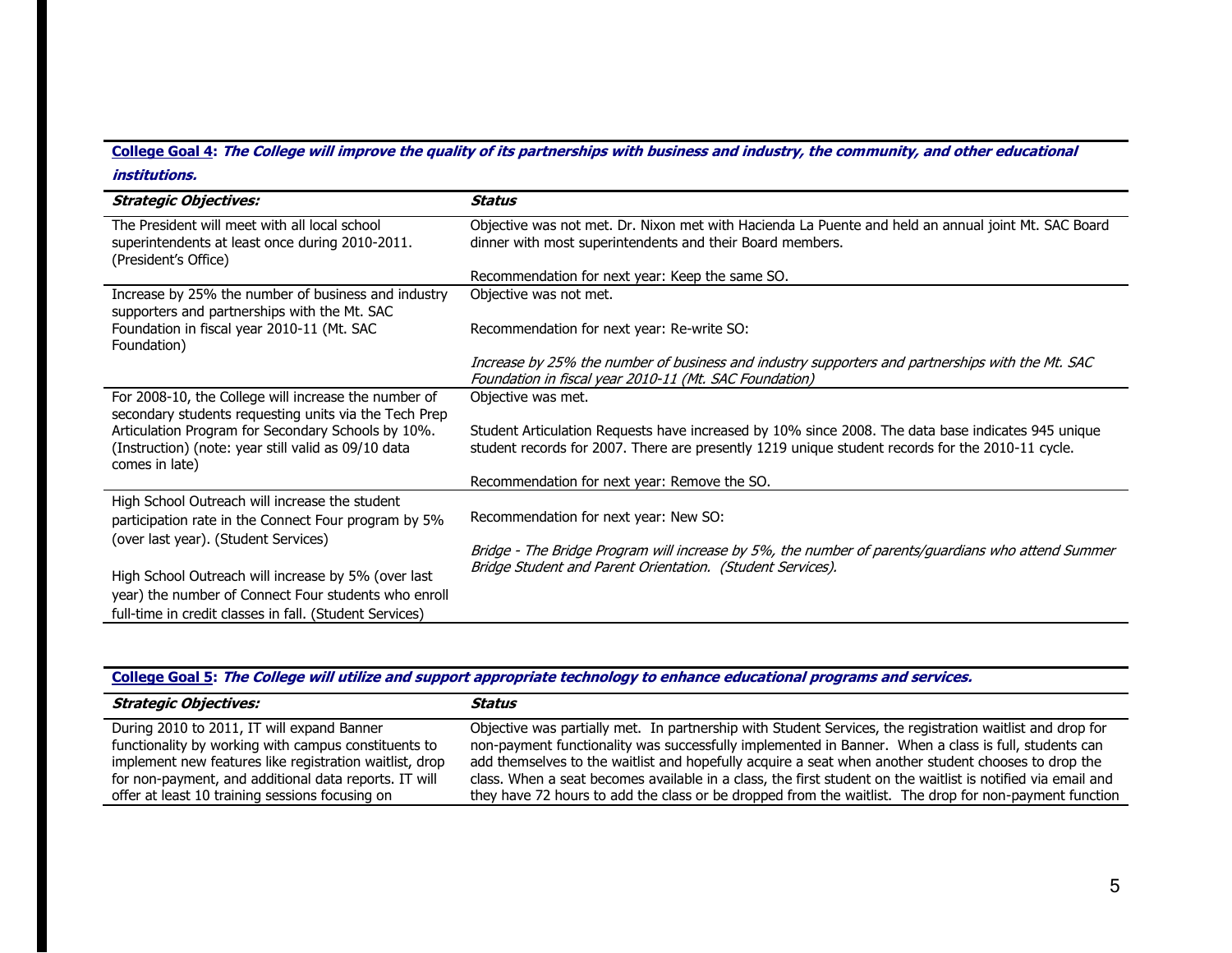**College Goal 4**: ***The College will improve the quality of its partnerships with business and industry, the community, and other educational institutions.***

| ***Strategic Objectives:*** | ***Status*** |
|---|---|
| The President will meet with all local school superintendents at least once during 2010-2011. (President's Office) | Objective was not met. Dr. Nixon met with Hacienda La Puente and held an annual joint Mt. SAC Board dinner with most superintendents and their Board members.<br><br>Recommendation for next year: Keep the same SO. |
| Increase by 25% the number of business and industry supporters and partnerships with the Mt. SAC Foundation in fiscal year 2010-11 (Mt. SAC Foundation) | Objective was not met.<br><br>Recommendation for next year: Re-write SO:<br><br>*Increase by 25% the number of business and industry supporters and partnerships with the Mt. SAC Foundation in fiscal year 2010-11 (Mt. SAC Foundation)* |
| For 2008-10, the College will increase the number of secondary students requesting units via the Tech Prep Articulation Program for Secondary Schools by 10%. (Instruction) (note: year still valid as 09/10 data comes in late) | Objective was met.<br><br>Student Articulation Requests have increased by 10% since 2008. The data base indicates 945 unique student records for 2007. There are presently 1219 unique student records for the 2010-11 cycle.<br><br>Recommendation for next year: Remove the SO. |
| High School Outreach will increase the student participation rate in the Connect Four program by 5% (over last year). (Student Services)<br><br>High School Outreach will increase by 5% (over last year) the number of Connect Four students who enroll full-time in credit classes in fall. (Student Services) | Recommendation for next year: New SO:<br><br>*Bridge - The Bridge Program will increase by 5%, the number of parents/guardians who attend Summer Bridge Student and Parent Orientation. (Student Services).* |

**College Goal 5**: ***The College will utilize and support appropriate technology to enhance educational programs and services.***

| ***Strategic Objectives:*** | ***Status*** |
|---|---|
| During 2010 to 2011, IT will expand Banner functionality by working with campus constituents to implement new features like registration waitlist, drop for non-payment, and additional data reports. IT will offer at least 10 training sessions focusing on | Objective was partially met. In partnership with Student Services, the registration waitlist and drop for non-payment functionality was successfully implemented in Banner. When a class is full, students can add themselves to the waitlist and hopefully acquire a seat when another student chooses to drop the class. When a seat becomes available in a class, the first student on the waitlist is notified via email and they have 72 hours to add the class or be dropped from the waitlist. The drop for non-payment function |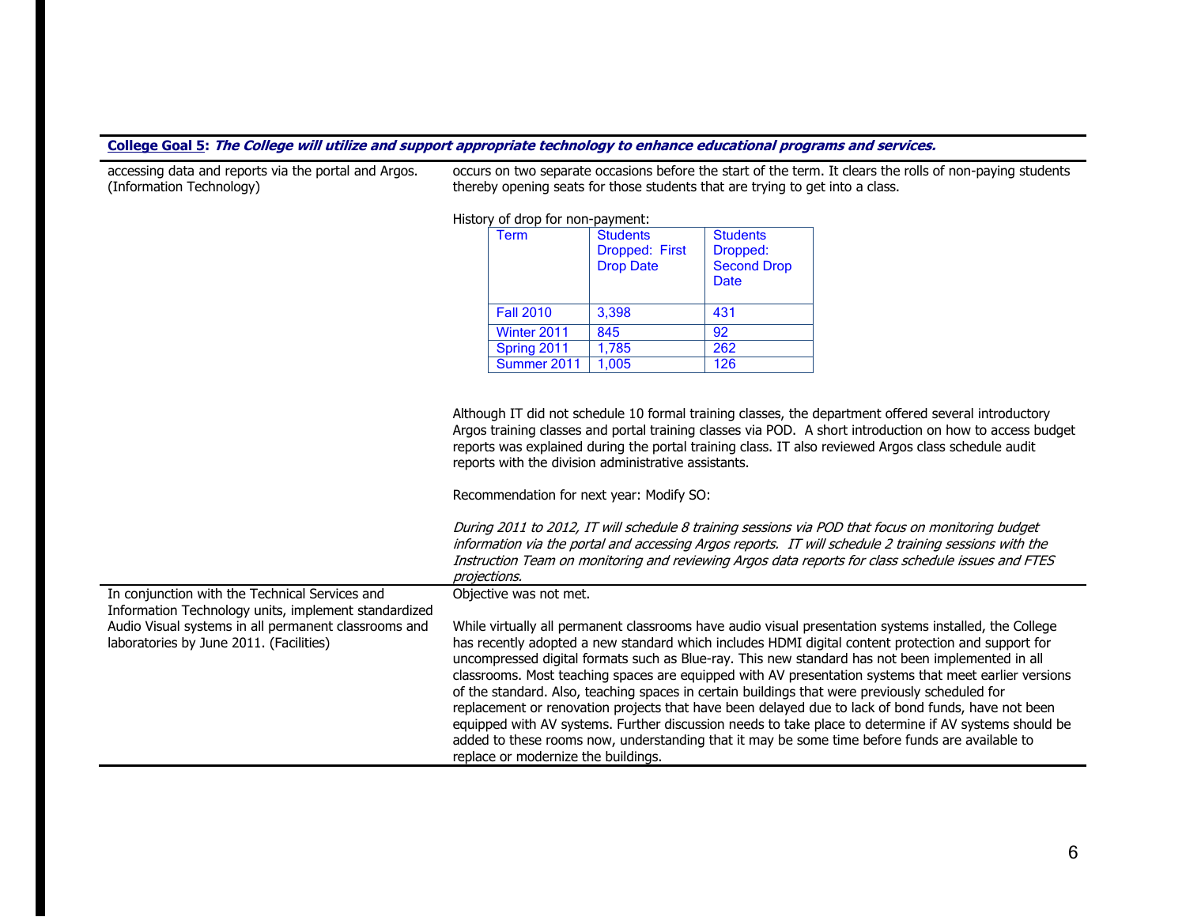**College Goal 5: *The College will utilize and support appropriate technology to enhance educational programs and services.***

accessing data and reports via the portal and Argos. (Information Technology)

occurs on two separate occasions before the start of the term. It clears the rolls of non-paying students thereby opening seats for those students that are trying to get into a class.

History of drop for non-payment:

| Term | Students Dropped: First Drop Date | Students Dropped: Second Drop Date |
|---|---|---|
| Fall 2010 | 3,398 | 431 |
| Winter 2011 | 845 | 92 |
| Spring 2011 | 1,785 | 262 |
| Summer 2011 | 1,005 | 126 |

Although IT did not schedule 10 formal training classes, the department offered several introductory Argos training classes and portal training classes via POD. A short introduction on how to access budget reports was explained during the portal training class. IT also reviewed Argos class schedule audit reports with the division administrative assistants.

Recommendation for next year: Modify SO:

*During 2011 to 2012, IT will schedule 8 training sessions via POD that focus on monitoring budget information via the portal and accessing Argos reports. IT will schedule 2 training sessions with the Instruction Team on monitoring and reviewing Argos data reports for class schedule issues and FTES projections.*

---

In conjunction with the Technical Services and Information Technology units, implement standardized Audio Visual systems in all permanent classrooms and laboratories by June 2011. (Facilities)

Objective was not met.

While virtually all permanent classrooms have audio visual presentation systems installed, the College has recently adopted a new standard which includes HDMI digital content protection and support for uncompressed digital formats such as Blue-ray. This new standard has not been implemented in all classrooms. Most teaching spaces are equipped with AV presentation systems that meet earlier versions of the standard. Also, teaching spaces in certain buildings that were previously scheduled for replacement or renovation projects that have been delayed due to lack of bond funds, have not been equipped with AV systems. Further discussion needs to take place to determine if AV systems should be added to these rooms now, understanding that it may be some time before funds are available to replace or modernize the buildings.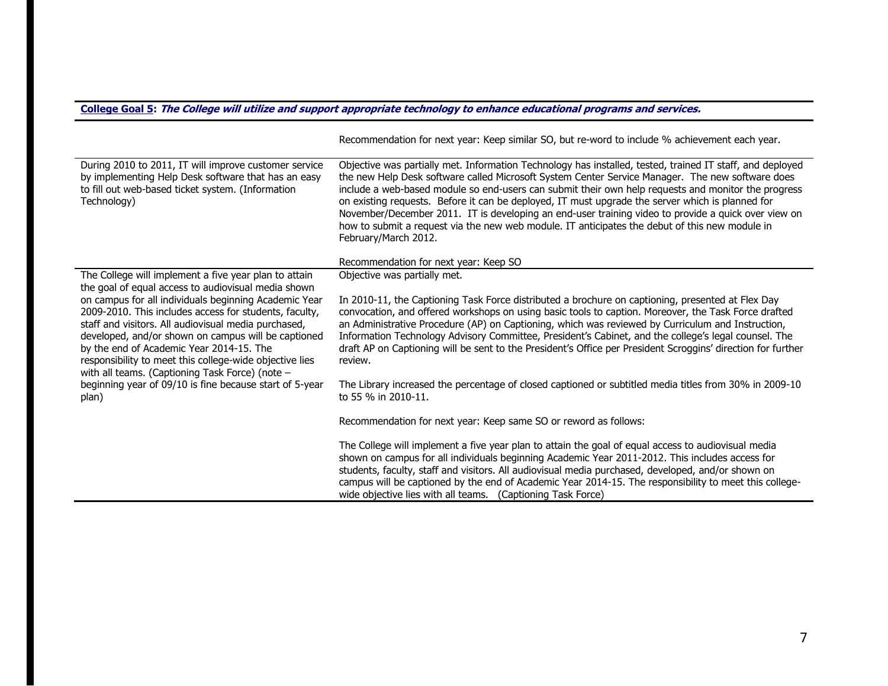**College Goal 5: *The College will utilize and support appropriate technology to enhance educational programs and services.***

| | |
|---|---|
| | Recommendation for next year: Keep similar SO, but re-word to include % achievement each year. |
| During 2010 to 2011, IT will improve customer service by implementing Help Desk software that has an easy to fill out web-based ticket system. (Information Technology) | Objective was partially met. Information Technology has installed, tested, trained IT staff, and deployed the new Help Desk software called Microsoft System Center Service Manager. The new software does include a web-based module so end-users can submit their own help requests and monitor the progress on existing requests. Before it can be deployed, IT must upgrade the server which is planned for November/December 2011. IT is developing an end-user training video to provide a quick over view on how to submit a request via the new web module. IT anticipates the debut of this new module in February/March 2012.<br><br>Recommendation for next year: Keep SO |
| The College will implement a five year plan to attain the goal of equal access to audiovisual media shown on campus for all individuals beginning Academic Year 2009-2010. This includes access for students, faculty, staff and visitors. All audiovisual media purchased, developed, and/or shown on campus will be captioned by the end of Academic Year 2014-15. The responsibility to meet this college-wide objective lies with all teams. (Captioning Task Force) (note – beginning year of 09/10 is fine because start of 5-year plan) | Objective was partially met.<br><br>In 2010-11, the Captioning Task Force distributed a brochure on captioning, presented at Flex Day convocation, and offered workshops on using basic tools to caption. Moreover, the Task Force drafted an Administrative Procedure (AP) on Captioning, which was reviewed by Curriculum and Instruction, Information Technology Advisory Committee, President's Cabinet, and the college's legal counsel. The draft AP on Captioning will be sent to the President's Office per President Scroggins' direction for further review.<br><br>The Library increased the percentage of closed captioned or subtitled media titles from 30% in 2009-10 to 55 % in 2010-11.<br><br>Recommendation for next year: Keep same SO or reword as follows:<br><br>The College will implement a five year plan to attain the goal of equal access to audiovisual media shown on campus for all individuals beginning Academic Year 2011-2012. This includes access for students, faculty, staff and visitors. All audiovisual media purchased, developed, and/or shown on campus will be captioned by the end of Academic Year 2014-15. The responsibility to meet this college-wide objective lies with all teams. (Captioning Task Force) |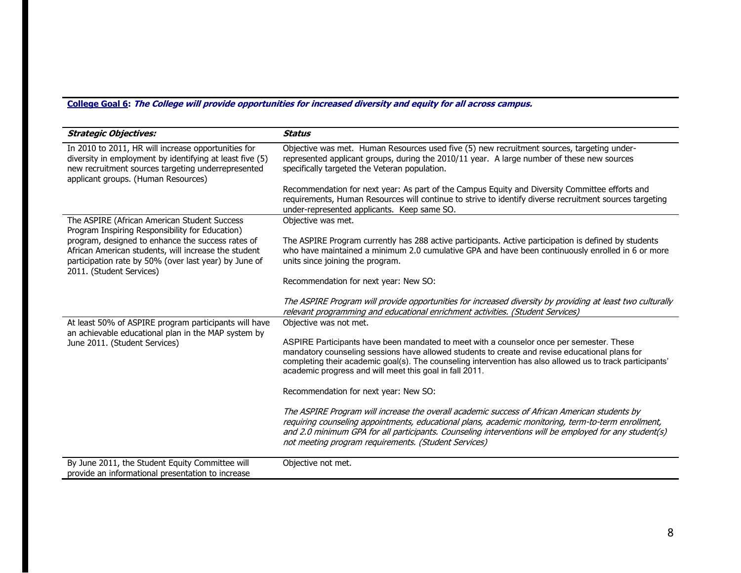**College Goal 6: *The College will provide opportunities for increased diversity and equity for all across campus.***

| ***Strategic Objectives:*** | ***Status*** |
|---|---|
| In 2010 to 2011, HR will increase opportunities for diversity in employment by identifying at least five (5) new recruitment sources targeting underrepresented applicant groups. (Human Resources) | Objective was met. Human Resources used five (5) new recruitment sources, targeting under-represented applicant groups, during the 2010/11 year. A large number of these new sources specifically targeted the Veteran population.<br><br>Recommendation for next year: As part of the Campus Equity and Diversity Committee efforts and requirements, Human Resources will continue to strive to identify diverse recruitment sources targeting under-represented applicants. Keep same SO. |
| The ASPIRE (African American Student Success Program Inspiring Responsibility for Education) program, designed to enhance the success rates of African American students, will increase the student participation rate by 50% (over last year) by June of 2011. (Student Services) | Objective was met.<br><br>The ASPIRE Program currently has 288 active participants. Active participation is defined by students who have maintained a minimum 2.0 cumulative GPA and have been continuously enrolled in 6 or more units since joining the program.<br><br>Recommendation for next year: New SO:<br><br>*The ASPIRE Program will provide opportunities for increased diversity by providing at least two culturally relevant programming and educational enrichment activities. (Student Services)* |
| At least 50% of ASPIRE program participants will have an achievable educational plan in the MAP system by June 2011. (Student Services) | Objective was not met.<br><br>ASPIRE Participants have been mandated to meet with a counselor once per semester. These mandatory counseling sessions have allowed students to create and revise educational plans for completing their academic goal(s). The counseling intervention has also allowed us to track participants' academic progress and will meet this goal in fall 2011.<br><br>Recommendation for next year: New SO:<br><br>*The ASPIRE Program will increase the overall academic success of African American students by requiring counseling appointments, educational plans, academic monitoring, term-to-term enrollment, and 2.0 minimum GPA for all participants. Counseling interventions will be employed for any student(s) not meeting program requirements. (Student Services)* |
| By June 2011, the Student Equity Committee will provide an informational presentation to increase | Objective not met. |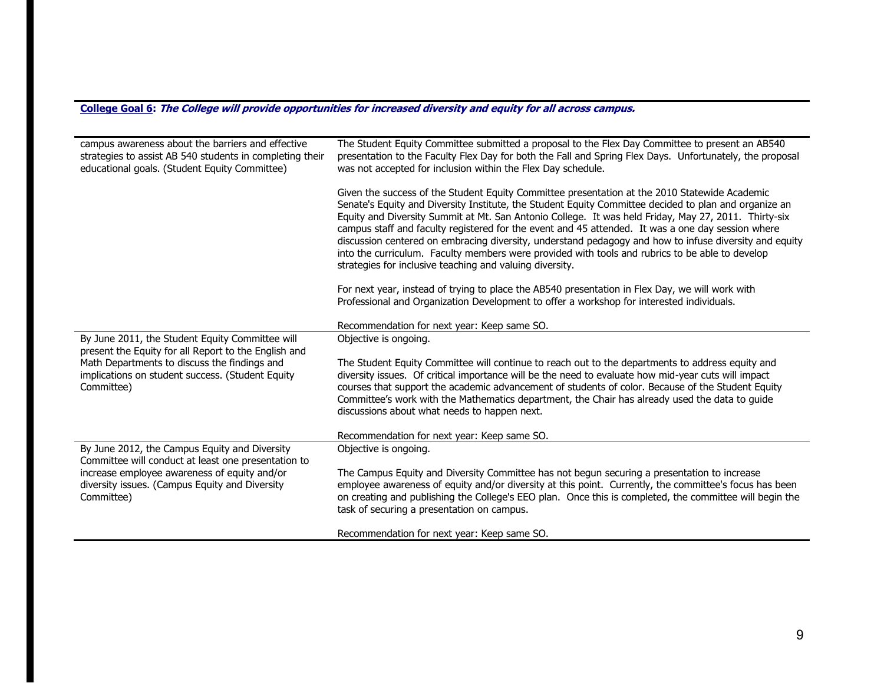**College Goal 6: *The College will provide opportunities for increased diversity and equity for all across campus.***

| | |
|---|---|
| campus awareness about the barriers and effective strategies to assist AB 540 students in completing their educational goals. (Student Equity Committee) | The Student Equity Committee submitted a proposal to the Flex Day Committee to present an AB540 presentation to the Faculty Flex Day for both the Fall and Spring Flex Days. Unfortunately, the proposal was not accepted for inclusion within the Flex Day schedule.<br><br>Given the success of the Student Equity Committee presentation at the 2010 Statewide Academic Senate's Equity and Diversity Institute, the Student Equity Committee decided to plan and organize an Equity and Diversity Summit at Mt. San Antonio College. It was held Friday, May 27, 2011. Thirty-six campus staff and faculty registered for the event and 45 attended. It was a one day session where discussion centered on embracing diversity, understand pedagogy and how to infuse diversity and equity into the curriculum. Faculty members were provided with tools and rubrics to be able to develop strategies for inclusive teaching and valuing diversity.<br><br>For next year, instead of trying to place the AB540 presentation in Flex Day, we will work with Professional and Organization Development to offer a workshop for interested individuals.<br><br>Recommendation for next year: Keep same SO. |
| By June 2011, the Student Equity Committee will present the Equity for all Report to the English and Math Departments to discuss the findings and implications on student success. (Student Equity Committee) | Objective is ongoing.<br><br>The Student Equity Committee will continue to reach out to the departments to address equity and diversity issues. Of critical importance will be the need to evaluate how mid-year cuts will impact courses that support the academic advancement of students of color. Because of the Student Equity Committee's work with the Mathematics department, the Chair has already used the data to guide discussions about what needs to happen next.<br><br>Recommendation for next year: Keep same SO. |
| By June 2012, the Campus Equity and Diversity Committee will conduct at least one presentation to increase employee awareness of equity and/or diversity issues. (Campus Equity and Diversity Committee) | Objective is ongoing.<br><br>The Campus Equity and Diversity Committee has not begun securing a presentation to increase employee awareness of equity and/or diversity at this point. Currently, the committee's focus has been on creating and publishing the College's EEO plan. Once this is completed, the committee will begin the task of securing a presentation on campus.<br><br>Recommendation for next year: Keep same SO. |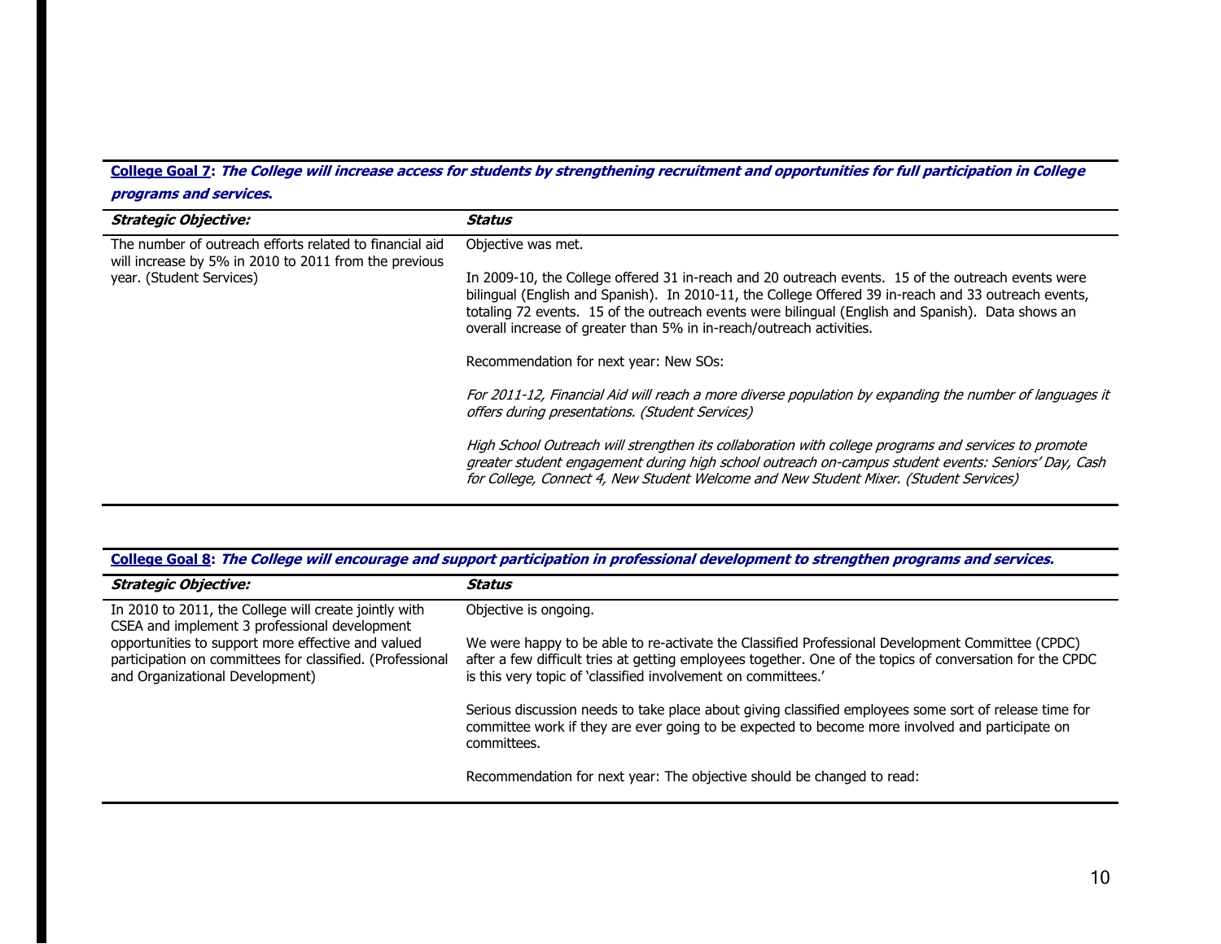**College Goal 7: *The College will increase access for students by strengthening recruitment and opportunities for full participation in College programs and services.***

| ***Strategic Objective:*** | ***Status*** |
|---|---|
| The number of outreach efforts related to financial aid will increase by 5% in 2010 to 2011 from the previous year. (Student Services) | Objective was met.<br><br>In 2009-10, the College offered 31 in-reach and 20 outreach events. 15 of the outreach events were bilingual (English and Spanish). In 2010-11, the College Offered 39 in-reach and 33 outreach events, totaling 72 events. 15 of the outreach events were bilingual (English and Spanish). Data shows an overall increase of greater than 5% in in-reach/outreach activities.<br><br>Recommendation for next year: New SOs:<br><br>*For 2011-12, Financial Aid will reach a more diverse population by expanding the number of languages it offers during presentations. (Student Services)*<br><br>*High School Outreach will strengthen its collaboration with college programs and services to promote greater student engagement during high school outreach on-campus student events: Seniors' Day, Cash for College, Connect 4, New Student Welcome and New Student Mixer. (Student Services)* |

**College Goal 8: *The College will encourage and support participation in professional development to strengthen programs and services.***

| ***Strategic Objective:*** | ***Status*** |
|---|---|
| In 2010 to 2011, the College will create jointly with CSEA and implement 3 professional development opportunities to support more effective and valued participation on committees for classified. (Professional and Organizational Development) | Objective is ongoing.<br><br>We were happy to be able to re-activate the Classified Professional Development Committee (CPDC) after a few difficult tries at getting employees together. One of the topics of conversation for the CPDC is this very topic of 'classified involvement on committees.'<br><br>Serious discussion needs to take place about giving classified employees some sort of release time for committee work if they are ever going to be expected to become more involved and participate on committees.<br><br>Recommendation for next year: The objective should be changed to read: |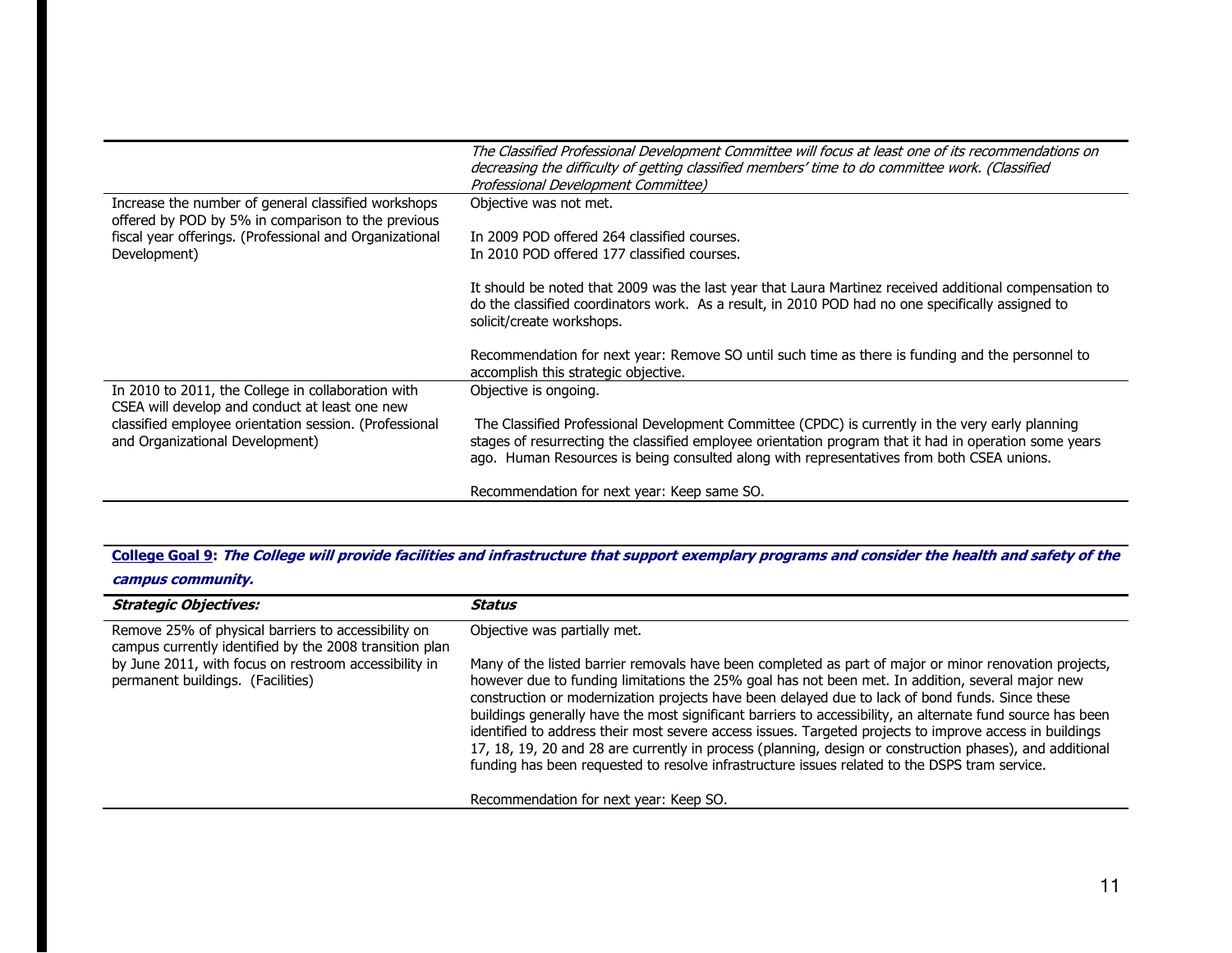| | |
|---|---|
| | *The Classified Professional Development Committee will focus at least one of its recommendations on decreasing the difficulty of getting classified members' time to do committee work. (Classified Professional Development Committee)* |
| Increase the number of general classified workshops offered by POD by 5% in comparison to the previous fiscal year offerings. (Professional and Organizational Development) | Objective was not met.<br><br>In 2009 POD offered 264 classified courses.<br>In 2010 POD offered 177 classified courses.<br><br>It should be noted that 2009 was the last year that Laura Martinez received additional compensation to do the classified coordinators work. As a result, in 2010 POD had no one specifically assigned to solicit/create workshops.<br><br>Recommendation for next year: Remove SO until such time as there is funding and the personnel to accomplish this strategic objective. |
| In 2010 to 2011, the College in collaboration with CSEA will develop and conduct at least one new classified employee orientation session. (Professional and Organizational Development) | Objective is ongoing.<br><br>The Classified Professional Development Committee (CPDC) is currently in the very early planning stages of resurrecting the classified employee orientation program that it had in operation some years ago. Human Resources is being consulted along with representatives from both CSEA unions.<br><br>Recommendation for next year: Keep same SO. |

**College Goal 9: *The College will provide facilities and infrastructure that support exemplary programs and consider the health and safety of the campus community.***

| ***Strategic Objectives:*** | ***Status*** |
|---|---|
| Remove 25% of physical barriers to accessibility on campus currently identified by the 2008 transition plan by June 2011, with focus on restroom accessibility in permanent buildings. (Facilities) | Objective was partially met.<br><br>Many of the listed barrier removals have been completed as part of major or minor renovation projects, however due to funding limitations the 25% goal has not been met. In addition, several major new construction or modernization projects have been delayed due to lack of bond funds. Since these buildings generally have the most significant barriers to accessibility, an alternate fund source has been identified to address their most severe access issues. Targeted projects to improve access in buildings 17, 18, 19, 20 and 28 are currently in process (planning, design or construction phases), and additional funding has been requested to resolve infrastructure issues related to the DSPS tram service.<br><br>Recommendation for next year: Keep SO. |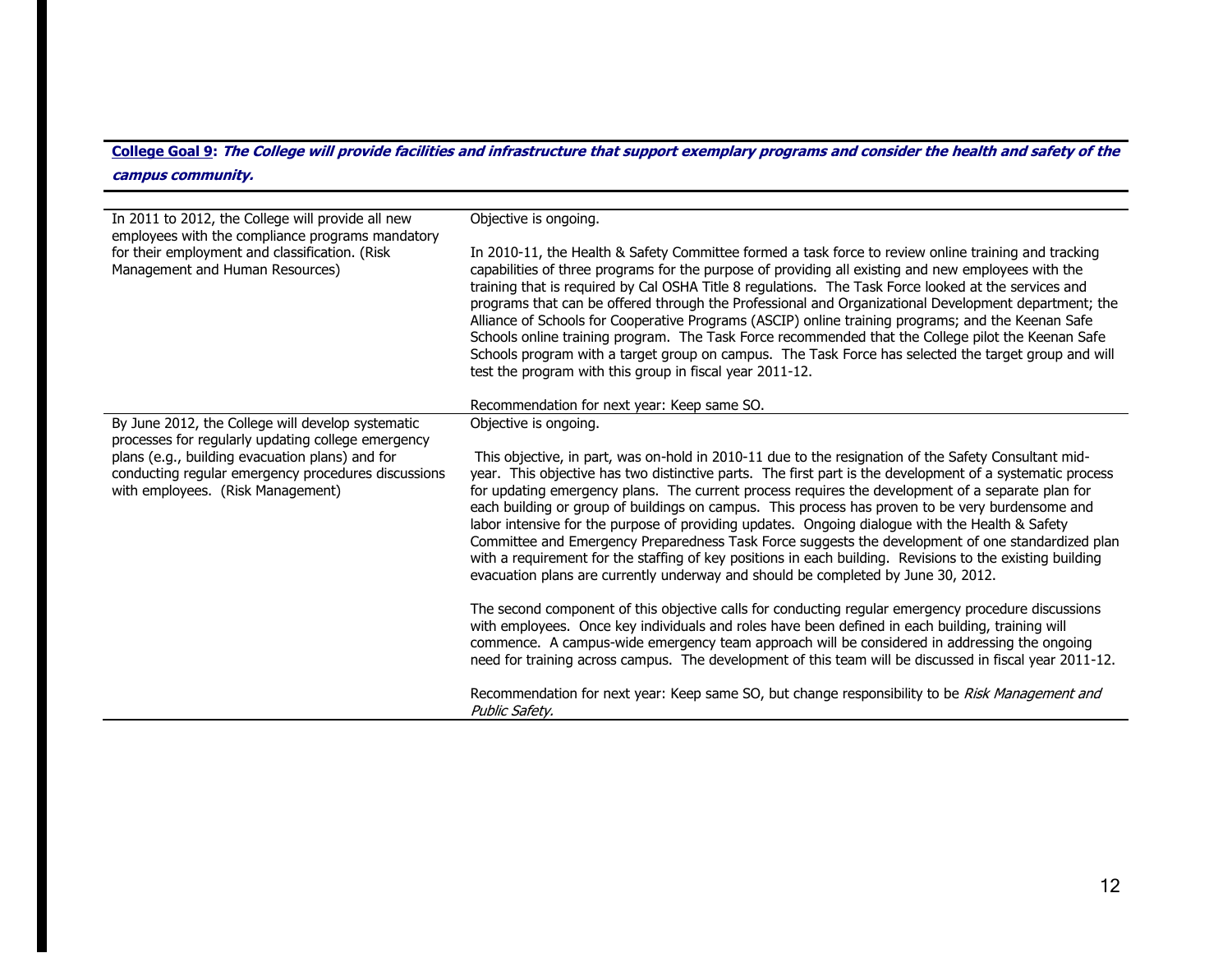**College Goal 9**: ***The College will provide facilities and infrastructure that support exemplary programs and consider the health and safety of the campus community.***

| | |
|---|---|
| In 2011 to 2012, the College will provide all new employees with the compliance programs mandatory for their employment and classification. (Risk Management and Human Resources) | Objective is ongoing.<br><br>In 2010-11, the Health & Safety Committee formed a task force to review online training and tracking capabilities of three programs for the purpose of providing all existing and new employees with the training that is required by Cal OSHA Title 8 regulations. The Task Force looked at the services and programs that can be offered through the Professional and Organizational Development department; the Alliance of Schools for Cooperative Programs (ASCIP) online training programs; and the Keenan Safe Schools online training program. The Task Force recommended that the College pilot the Keenan Safe Schools program with a target group on campus. The Task Force has selected the target group and will test the program with this group in fiscal year 2011-12.<br><br>Recommendation for next year: Keep same SO. |
| By June 2012, the College will develop systematic processes for regularly updating college emergency plans (e.g., building evacuation plans) and for conducting regular emergency procedures discussions with employees. (Risk Management) | Objective is ongoing.<br><br>This objective, in part, was on-hold in 2010-11 due to the resignation of the Safety Consultant mid-year. This objective has two distinctive parts. The first part is the development of a systematic process for updating emergency plans. The current process requires the development of a separate plan for each building or group of buildings on campus. This process has proven to be very burdensome and labor intensive for the purpose of providing updates. Ongoing dialogue with the Health & Safety Committee and Emergency Preparedness Task Force suggests the development of one standardized plan with a requirement for the staffing of key positions in each building. Revisions to the existing building evacuation plans are currently underway and should be completed by June 30, 2012.<br><br>The second component of this objective calls for conducting regular emergency procedure discussions with employees. Once key individuals and roles have been defined in each building, training will commence. A campus-wide emergency team approach will be considered in addressing the ongoing need for training across campus. The development of this team will be discussed in fiscal year 2011-12.<br><br>Recommendation for next year: Keep same SO, but change responsibility to be *Risk Management and Public Safety.* |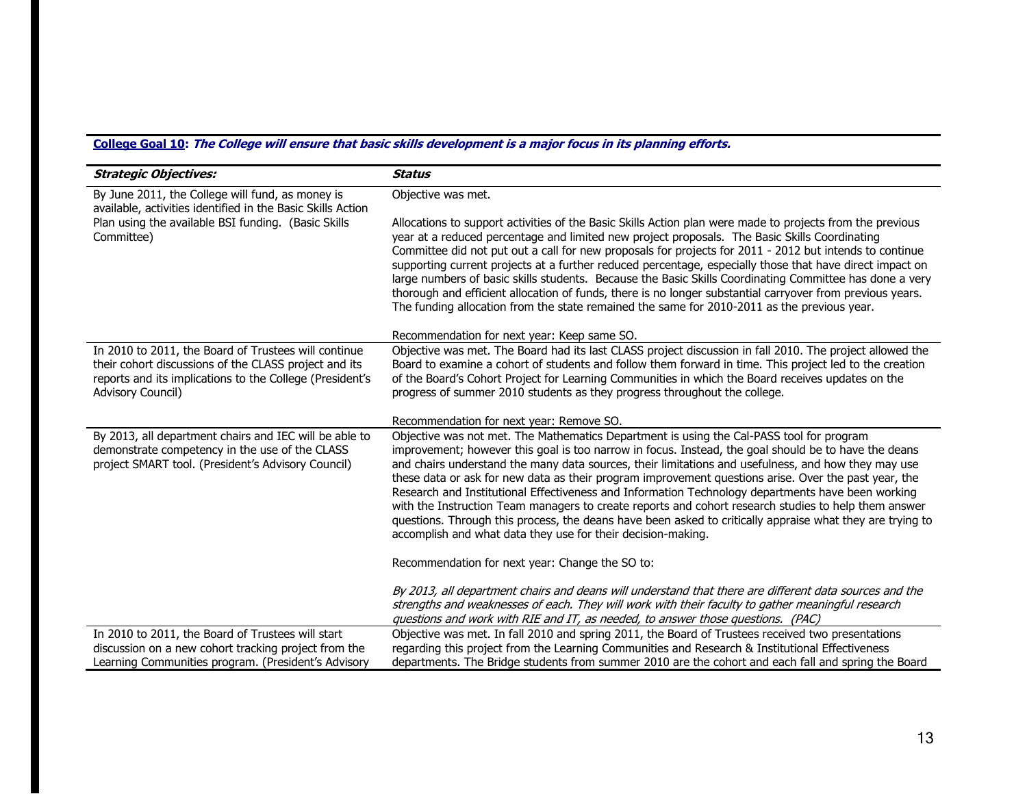**<u>College Goal 10</u>: *The College will ensure that basic skills development is a major focus in its planning efforts.***

| ***Strategic Objectives:*** | ***Status*** |
|---|---|
| By June 2011, the College will fund, as money is available, activities identified in the Basic Skills Action Plan using the available BSI funding. (Basic Skills Committee) | Objective was met.<br><br>Allocations to support activities of the Basic Skills Action plan were made to projects from the previous year at a reduced percentage and limited new project proposals. The Basic Skills Coordinating Committee did not put out a call for new proposals for projects for 2011 - 2012 but intends to continue supporting current projects at a further reduced percentage, especially those that have direct impact on large numbers of basic skills students. Because the Basic Skills Coordinating Committee has done a very thorough and efficient allocation of funds, there is no longer substantial carryover from previous years. The funding allocation from the state remained the same for 2010-2011 as the previous year.<br><br>Recommendation for next year: Keep same SO. |
| In 2010 to 2011, the Board of Trustees will continue their cohort discussions of the CLASS project and its reports and its implications to the College (President's Advisory Council) | Objective was met. The Board had its last CLASS project discussion in fall 2010. The project allowed the Board to examine a cohort of students and follow them forward in time. This project led to the creation of the Board's Cohort Project for Learning Communities in which the Board receives updates on the progress of summer 2010 students as they progress throughout the college.<br><br>Recommendation for next year: Remove SO. |
| By 2013, all department chairs and IEC will be able to demonstrate competency in the use of the CLASS project SMART tool. (President's Advisory Council) | Objective was not met. The Mathematics Department is using the Cal-PASS tool for program improvement; however this goal is too narrow in focus. Instead, the goal should be to have the deans and chairs understand the many data sources, their limitations and usefulness, and how they may use these data or ask for new data as their program improvement questions arise. Over the past year, the Research and Institutional Effectiveness and Information Technology departments have been working with the Instruction Team managers to create reports and cohort research studies to help them answer questions. Through this process, the deans have been asked to critically appraise what they are trying to accomplish and what data they use for their decision-making.<br><br>Recommendation for next year: Change the SO to:<br><br>*By 2013, all department chairs and deans will understand that there are different data sources and the strengths and weaknesses of each. They will work with their faculty to gather meaningful research questions and work with RIE and IT, as needed, to answer those questions. (PAC)* |
| In 2010 to 2011, the Board of Trustees will start discussion on a new cohort tracking project from the Learning Communities program. (President's Advisory | Objective was met. In fall 2010 and spring 2011, the Board of Trustees received two presentations regarding this project from the Learning Communities and Research & Institutional Effectiveness departments. The Bridge students from summer 2010 are the cohort and each fall and spring the Board |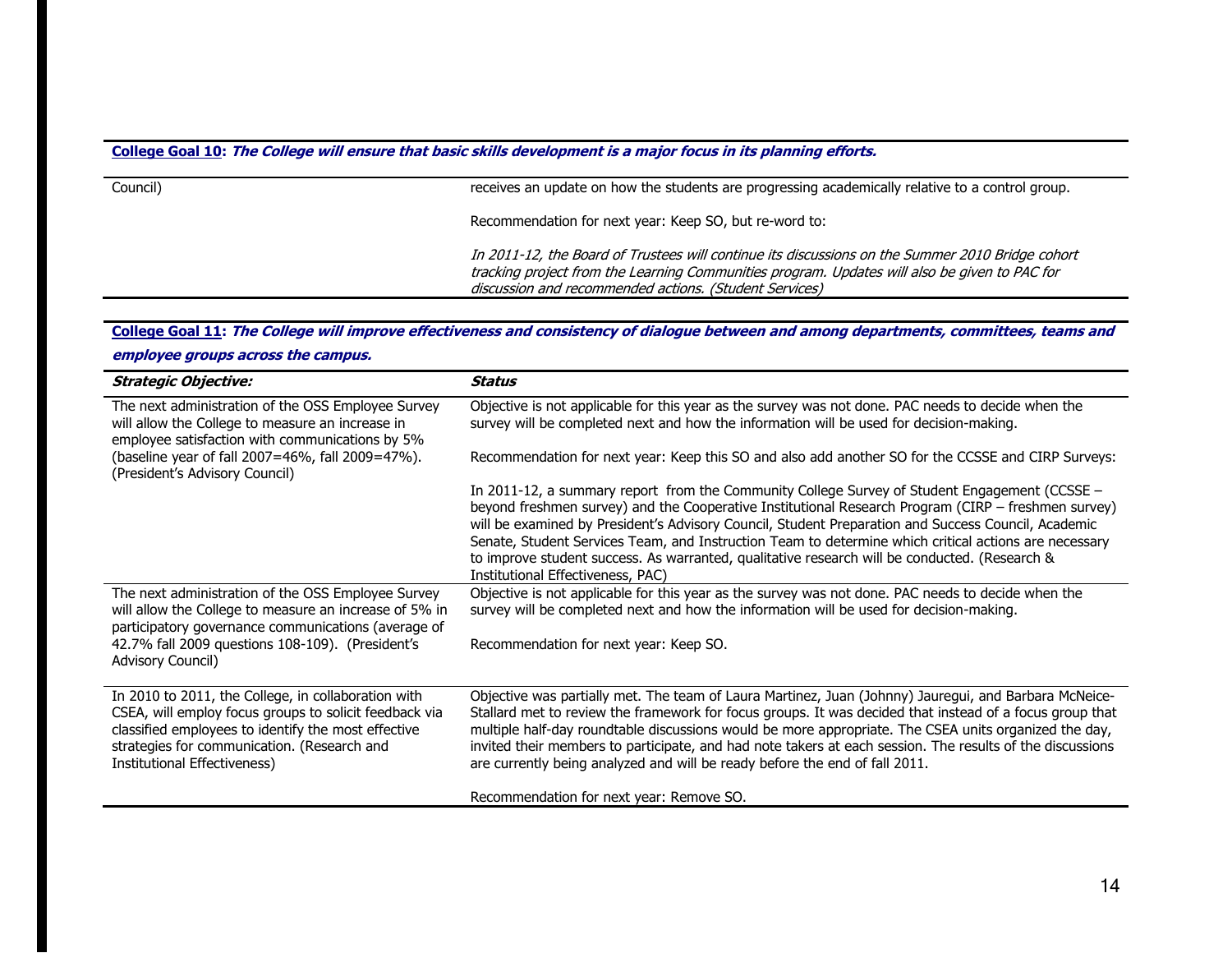**College Goal 10: *The College will ensure that basic skills development is a major focus in its planning efforts.***

| | |
|---|---|
| Council) | receives an update on how the students are progressing academically relative to a control group.<br><br>Recommendation for next year: Keep SO, but re-word to:<br><br>*In 2011-12, the Board of Trustees will continue its discussions on the Summer 2010 Bridge cohort tracking project from the Learning Communities program. Updates will also be given to PAC for discussion and recommended actions. (Student Services)* |

**College Goal 11: *The College will improve effectiveness and consistency of dialogue between and among departments, committees, teams and employee groups across the campus.***

| ***Strategic Objective:*** | ***Status*** |
|---|---|
| The next administration of the OSS Employee Survey will allow the College to measure an increase in employee satisfaction with communications by 5% (baseline year of fall 2007=46%, fall 2009=47%). (President's Advisory Council) | Objective is not applicable for this year as the survey was not done. PAC needs to decide when the survey will be completed next and how the information will be used for decision-making.<br><br>Recommendation for next year: Keep this SO and also add another SO for the CCSSE and CIRP Surveys:<br><br>In 2011-12, a summary report from the Community College Survey of Student Engagement (CCSSE – beyond freshmen survey) and the Cooperative Institutional Research Program (CIRP – freshmen survey) will be examined by President's Advisory Council, Student Preparation and Success Council, Academic Senate, Student Services Team, and Instruction Team to determine which critical actions are necessary to improve student success. As warranted, qualitative research will be conducted. (Research & Institutional Effectiveness, PAC) |
| The next administration of the OSS Employee Survey will allow the College to measure an increase of 5% in participatory governance communications (average of 42.7% fall 2009 questions 108-109). (President's Advisory Council) | Objective is not applicable for this year as the survey was not done. PAC needs to decide when the survey will be completed next and how the information will be used for decision-making.<br><br>Recommendation for next year: Keep SO. |
| In 2010 to 2011, the College, in collaboration with CSEA, will employ focus groups to solicit feedback via classified employees to identify the most effective strategies for communication. (Research and Institutional Effectiveness) | Objective was partially met. The team of Laura Martinez, Juan (Johnny) Jauregui, and Barbara McNeice-Stallard met to review the framework for focus groups. It was decided that instead of a focus group that multiple half-day roundtable discussions would be more appropriate. The CSEA units organized the day, invited their members to participate, and had note takers at each session. The results of the discussions are currently being analyzed and will be ready before the end of fall 2011.<br><br>Recommendation for next year: Remove SO. |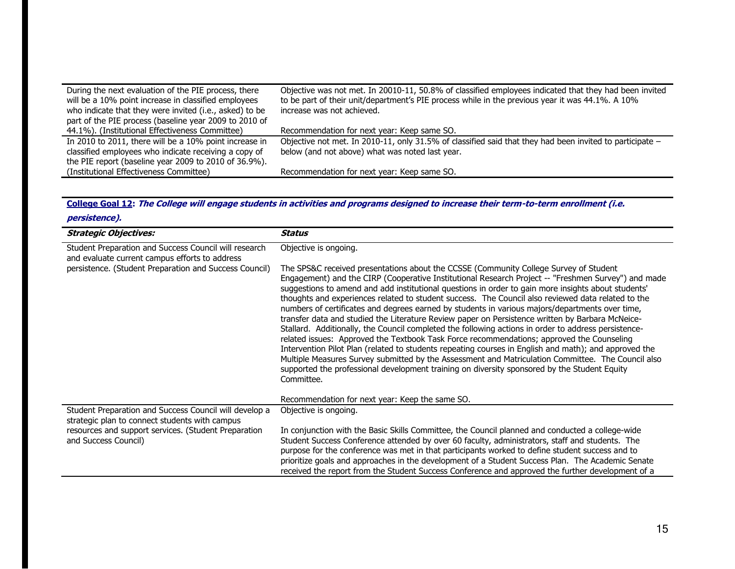| | |
|---|---|
| During the next evaluation of the PIE process, there will be a 10% point increase in classified employees who indicate that they were invited (i.e., asked) to be part of the PIE process (baseline year 2009 to 2010 of 44.1%). (Institutional Effectiveness Committee) | Objective was not met. In 20010-11, 50.8% of classified employees indicated that they had been invited to be part of their unit/department's PIE process while in the previous year it was 44.1%. A 10% increase was not achieved.<br><br>Recommendation for next year: Keep same SO. |
| In 2010 to 2011, there will be a 10% point increase in classified employees who indicate receiving a copy of the PIE report (baseline year 2009 to 2010 of 36.9%). (Institutional Effectiveness Committee) | Objective not met. In 2010-11, only 31.5% of classified said that they had been invited to participate – below (and not above) what was noted last year.<br><br>Recommendation for next year: Keep same SO. |

**College Goal 12**: ***The College will engage students in activities and programs designed to increase their term-to-term enrollment (i.e. persistence).***

| ***Strategic Objectives:*** | ***Status*** |
|---|---|
| Student Preparation and Success Council will research and evaluate current campus efforts to address persistence. (Student Preparation and Success Council) | Objective is ongoing.<br><br>The SPS&C received presentations about the CCSSE (Community College Survey of Student Engagement) and the CIRP (Cooperative Institutional Research Project -- "Freshmen Survey") and made suggestions to amend and add institutional questions in order to gain more insights about students' thoughts and experiences related to student success. The Council also reviewed data related to the numbers of certificates and degrees earned by students in various majors/departments over time, transfer data and studied the Literature Review paper on Persistence written by Barbara McNeice-Stallard. Additionally, the Council completed the following actions in order to address persistence-related issues: Approved the Textbook Task Force recommendations; approved the Counseling Intervention Pilot Plan (related to students repeating courses in English and math); and approved the Multiple Measures Survey submitted by the Assessment and Matriculation Committee. The Council also supported the professional development training on diversity sponsored by the Student Equity Committee.<br><br>Recommendation for next year: Keep the same SO. |
| Student Preparation and Success Council will develop a strategic plan to connect students with campus resources and support services. (Student Preparation and Success Council) | Objective is ongoing.<br><br>In conjunction with the Basic Skills Committee, the Council planned and conducted a college-wide Student Success Conference attended by over 60 faculty, administrators, staff and students. The purpose for the conference was met in that participants worked to define student success and to prioritize goals and approaches in the development of a Student Success Plan. The Academic Senate received the report from the Student Success Conference and approved the further development of a |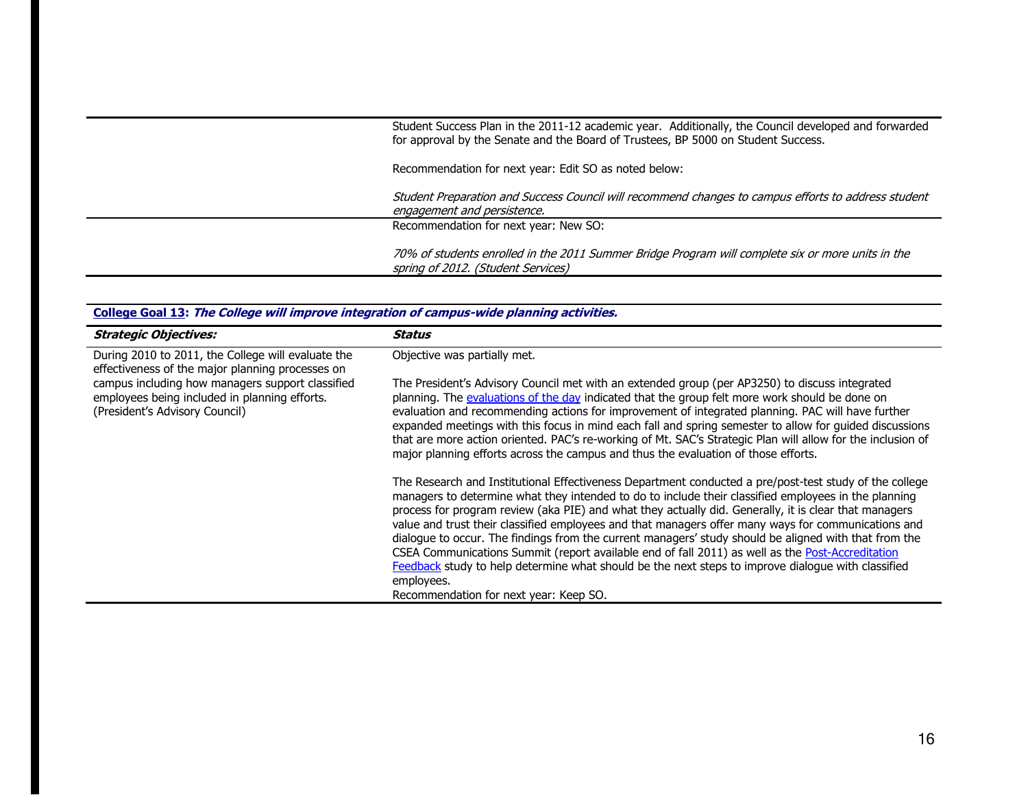| | |
|---|---|
| | Student Success Plan in the 2011-12 academic year. Additionally, the Council developed and forwarded for approval by the Senate and the Board of Trustees, BP 5000 on Student Success.<br><br>Recommendation for next year: Edit SO as noted below:<br><br>*Student Preparation and Success Council will recommend changes to campus efforts to address student engagement and persistence.* |
| | Recommendation for next year: New SO:<br><br>*70% of students enrolled in the 2011 Summer Bridge Program will complete six or more units in the spring of 2012. (Student Services)* |

**College Goal 13: *The College will improve integration of campus-wide planning activities.***

| ***Strategic Objectives:*** | ***Status*** |
|---|---|
| During 2010 to 2011, the College will evaluate the effectiveness of the major planning processes on campus including how managers support classified employees being included in planning efforts. (President's Advisory Council) | Objective was partially met.<br><br>The President's Advisory Council met with an extended group (per AP3250) to discuss integrated planning. The evaluations of the day indicated that the group felt more work should be done on evaluation and recommending actions for improvement of integrated planning. PAC will have further expanded meetings with this focus in mind each fall and spring semester to allow for guided discussions that are more action oriented. PAC's re-working of Mt. SAC's Strategic Plan will allow for the inclusion of major planning efforts across the campus and thus the evaluation of those efforts.<br><br>The Research and Institutional Effectiveness Department conducted a pre/post-test study of the college managers to determine what they intended to do to include their classified employees in the planning process for program review (aka PIE) and what they actually did. Generally, it is clear that managers value and trust their classified employees and that managers offer many ways for communications and dialogue to occur. The findings from the current managers' study should be aligned with that from the CSEA Communications Summit (report available end of fall 2011) as well as the Post-Accreditation Feedback study to help determine what should be the next steps to improve dialogue with classified employees.<br>Recommendation for next year: Keep SO. |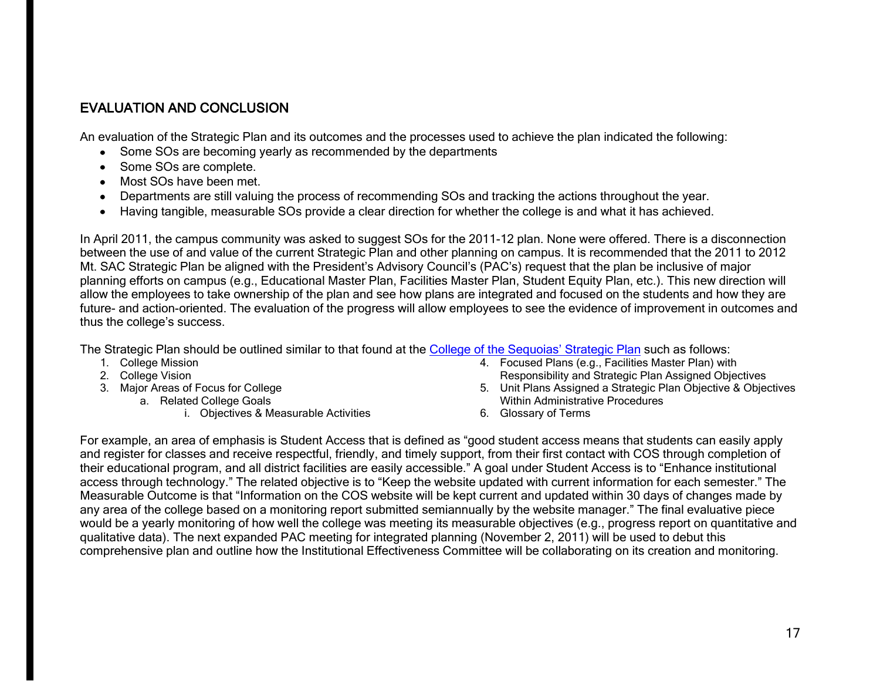## EVALUATION AND CONCLUSION

An evaluation of the Strategic Plan and its outcomes and the processes used to achieve the plan indicated the following:

- Some SOs are becoming yearly as recommended by the departments
- Some SOs are complete.
- Most SOs have been met.
- Departments are still valuing the process of recommending SOs and tracking the actions throughout the year.
- Having tangible, measurable SOs provide a clear direction for whether the college is and what it has achieved.

In April 2011, the campus community was asked to suggest SOs for the 2011-12 plan. None were offered. There is a disconnection between the use of and value of the current Strategic Plan and other planning on campus. It is recommended that the 2011 to 2012 Mt. SAC Strategic Plan be aligned with the President's Advisory Council's (PAC's) request that the plan be inclusive of major planning efforts on campus (e.g., Educational Master Plan, Facilities Master Plan, Student Equity Plan, etc.). This new direction will allow the employees to take ownership of the plan and see how plans are integrated and focused on the students and how they are future- and action-oriented. The evaluation of the progress will allow employees to see the evidence of improvement in outcomes and thus the college's success.

The Strategic Plan should be outlined similar to that found at the College of the Sequoias' Strategic Plan such as follows:

1. College Mission
2. College Vision
3. Major Areas of Focus for College
   a. Related College Goals
      i. Objectives & Measurable Activities
4. Focused Plans (e.g., Facilities Master Plan) with Responsibility and Strategic Plan Assigned Objectives
5. Unit Plans Assigned a Strategic Plan Objective & Objectives Within Administrative Procedures
6. Glossary of Terms

For example, an area of emphasis is Student Access that is defined as "good student access means that students can easily apply and register for classes and receive respectful, friendly, and timely support, from their first contact with COS through completion of their educational program, and all district facilities are easily accessible." A goal under Student Access is to "Enhance institutional access through technology." The related objective is to "Keep the website updated with current information for each semester." The Measurable Outcome is that "Information on the COS website will be kept current and updated within 30 days of changes made by any area of the college based on a monitoring report submitted semiannually by the website manager." The final evaluative piece would be a yearly monitoring of how well the college was meeting its measurable objectives (e.g., progress report on quantitative and qualitative data). The next expanded PAC meeting for integrated planning (November 2, 2011) will be used to debut this comprehensive plan and outline how the Institutional Effectiveness Committee will be collaborating on its creation and monitoring.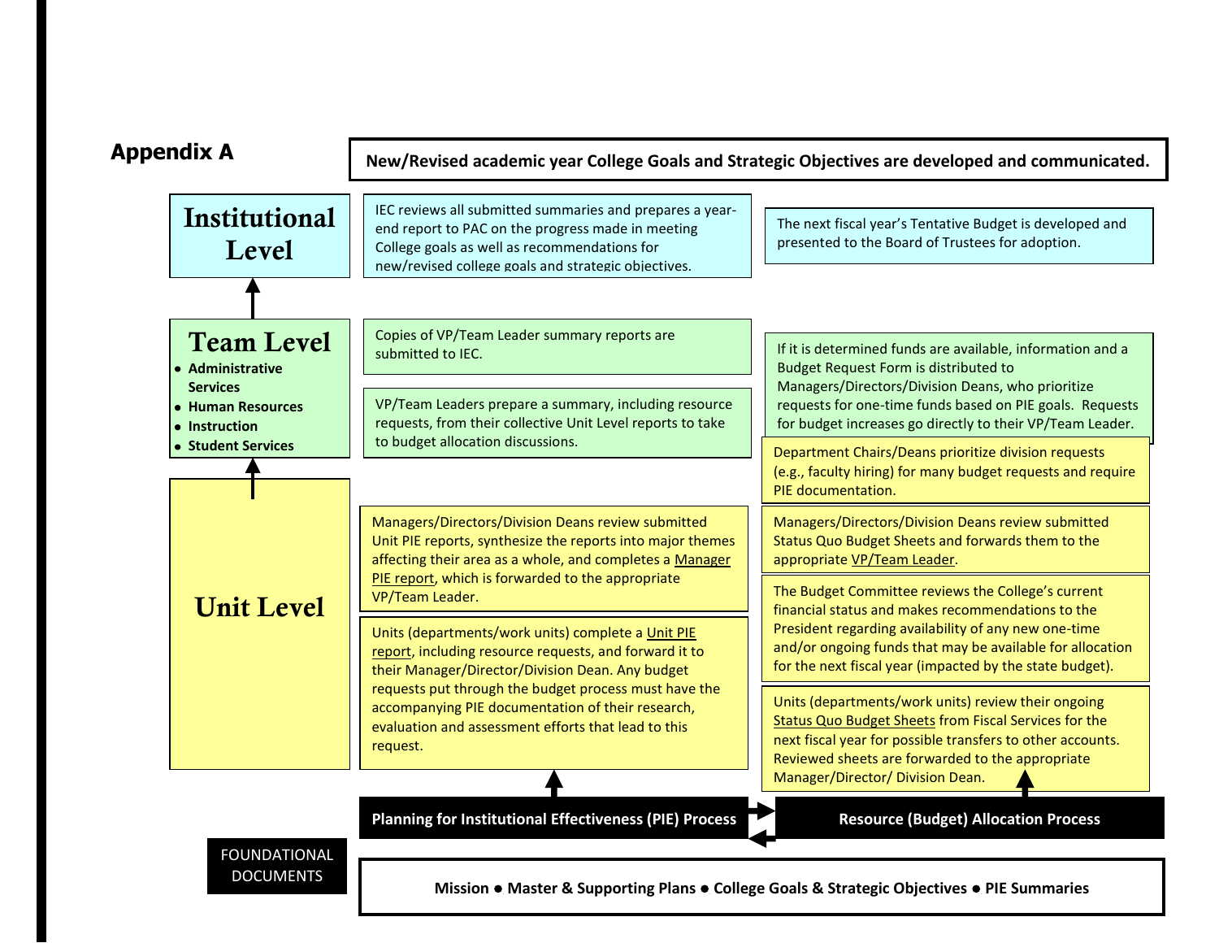## Appendix A

**New/Revised academic year College Goals and Strategic Objectives are developed and communicated.**

### Institutional Level

IEC reviews all submitted summaries and prepares a year-end report to PAC on the progress made in meeting College goals as well as recommendations for new/revised college goals and strategic objectives.

The next fiscal year's Tentative Budget is developed and presented to the Board of Trustees for adoption.

### Team Level

- Administrative Services
- Human Resources
- Instruction
- Student Services

Copies of VP/Team Leader summary reports are submitted to IEC.

VP/Team Leaders prepare a summary, including resource requests, from their collective Unit Level reports to take to budget allocation discussions.

If it is determined funds are available, information and a Budget Request Form is distributed to Managers/Directors/Division Deans, who prioritize requests for one-time funds based on PIE goals. Requests for budget increases go directly to their VP/Team Leader.

### Unit Level

Department Chairs/Deans prioritize division requests (e.g., faculty hiring) for many budget requests and require PIE documentation.

Managers/Directors/Division Deans review submitted Unit PIE reports, synthesize the reports into major themes affecting their area as a whole, and completes a Manager PIE report, which is forwarded to the appropriate VP/Team Leader.

Managers/Directors/Division Deans review submitted Status Quo Budget Sheets and forwards them to the appropriate VP/Team Leader.

Units (departments/work units) complete a Unit PIE report, including resource requests, and forward it to their Manager/Director/Division Dean. Any budget requests put through the budget process must have the accompanying PIE documentation of their research, evaluation and assessment efforts that lead to this request.

The Budget Committee reviews the College's current financial status and makes recommendations to the President regarding availability of any new one-time and/or ongoing funds that may be available for allocation for the next fiscal year (impacted by the state budget).

Units (departments/work units) review their ongoing Status Quo Budget Sheets from Fiscal Services for the next fiscal year for possible transfers to other accounts. Reviewed sheets are forwarded to the appropriate Manager/Director/ Division Dean.

**Planning for Institutional Effectiveness (PIE) Process** ⇄ **Resource (Budget) Allocation Process**

FOUNDATIONAL DOCUMENTS

**Mission ● Master & Supporting Plans ● College Goals & Strategic Objectives ● PIE Summaries**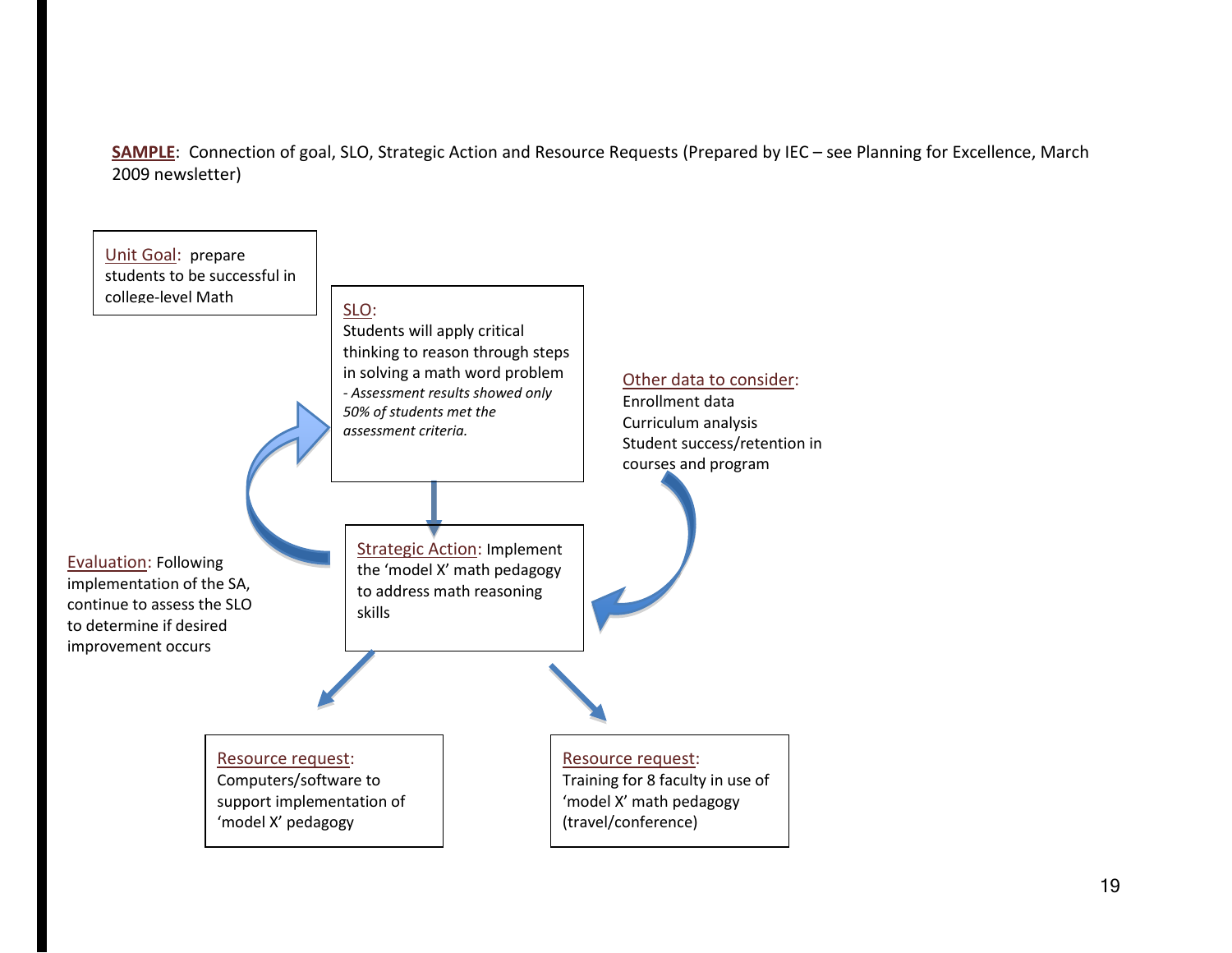**SAMPLE**: Connection of goal, SLO, Strategic Action and Resource Requests (Prepared by IEC – see Planning for Excellence, March 2009 newsletter)

Unit Goal: prepare students to be successful in college-level Math

SLO:
Students will apply critical thinking to reason through steps in solving a math word problem
*- Assessment results showed only 50% of students met the assessment criteria.*

Other data to consider:
Enrollment data
Curriculum analysis
Student success/retention in courses and program

Evaluation: Following implementation of the SA, continue to assess the SLO to determine if desired improvement occurs

Strategic Action: Implement the 'model X' math pedagogy to address math reasoning skills

Resource request:
Computers/software to support implementation of 'model X' pedagogy

Resource request:
Training for 8 faculty in use of 'model X' math pedagogy (travel/conference)